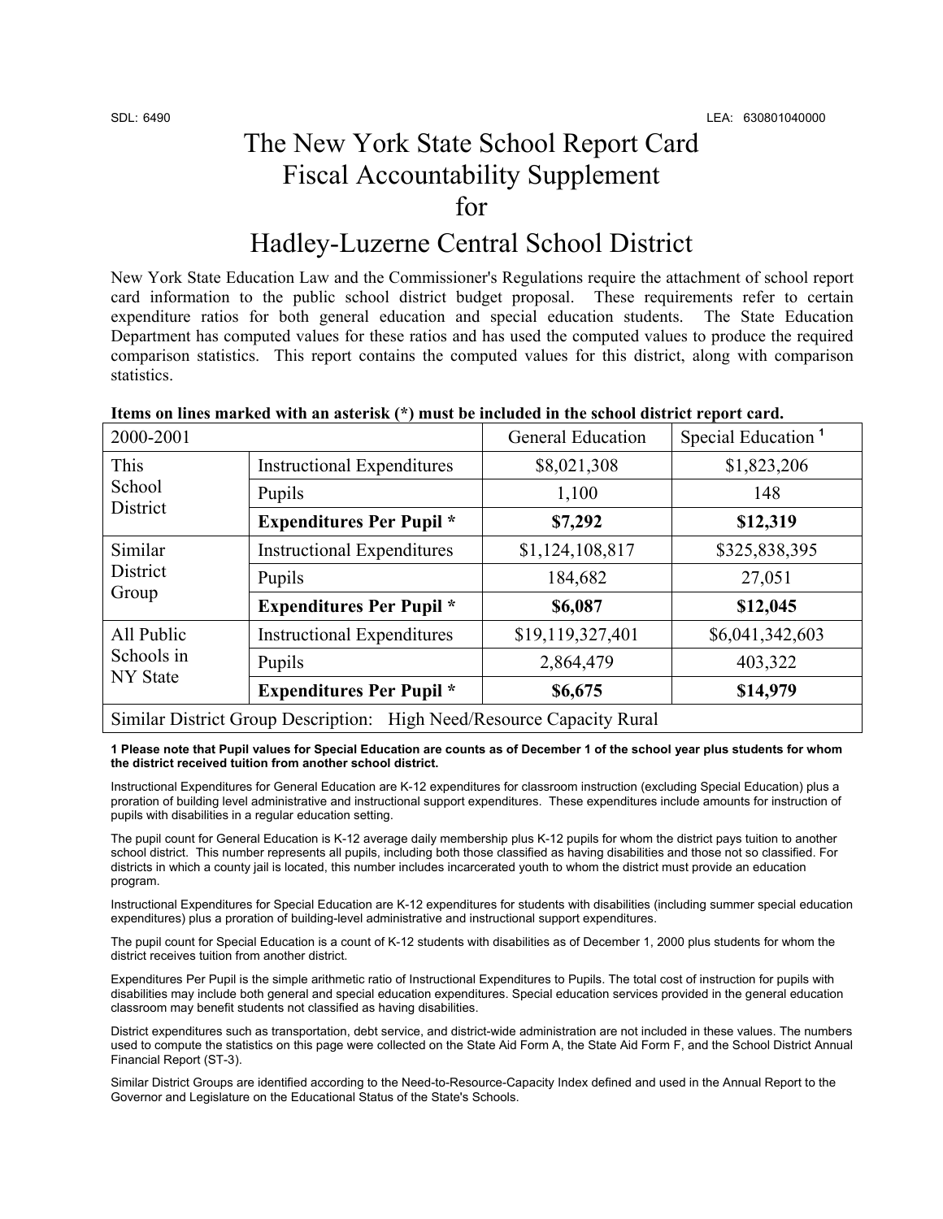SDL: 6490 LEA: 630801040000

# The New York State School Report Card Fiscal Accountability Supplement for Hadley-Luzerne Central School District

New York State Education Law and the Commissioner's Regulations require the attachment of school report card information to the public school district budget proposal. These requirements refer to certain expenditure ratios for both general education and special education students. The State Education Department has computed values for these ratios and has used the computed values to produce the required comparison statistics. This report contains the computed values for this district, along with comparison statistics.

**Items on lines marked with an asterisk (*) must be included in the school district report card.**

| 2000-2001 | | General Education | Special Education [1] |
|---|---|---|---|
| This School District | Instructional Expenditures | $8,021,308 | $1,823,206 |
| | Pupils | 1,100 | 148 |
| | **Expenditures Per Pupil *** | **$7,292** | **$12,319** |
| Similar District Group | Instructional Expenditures | $1,124,108,817 | $325,838,395 |
| | Pupils | 184,682 | 27,051 |
| | **Expenditures Per Pupil *** | **$6,087** | **$12,045** |
| All Public Schools in NY State | Instructional Expenditures | $19,119,327,401 | $6,041,342,603 |
| | Pupils | 2,864,479 | 403,322 |
| | **Expenditures Per Pupil *** | **$6,675** | **$14,979** |
| Similar District Group Description: High Need/Resource Capacity Rural | | | |

**1 Please note that Pupil values for Special Education are counts as of December 1 of the school year plus students for whom the district received tuition from another school district.**

Instructional Expenditures for General Education are K-12 expenditures for classroom instruction (excluding Special Education) plus a proration of building level administrative and instructional support expenditures. These expenditures include amounts for instruction of pupils with disabilities in a regular education setting.

The pupil count for General Education is K-12 average daily membership plus K-12 pupils for whom the district pays tuition to another school district. This number represents all pupils, including both those classified as having disabilities and those not so classified. For districts in which a county jail is located, this number includes incarcerated youth to whom the district must provide an education program.

Instructional Expenditures for Special Education are K-12 expenditures for students with disabilities (including summer special education expenditures) plus a proration of building-level administrative and instructional support expenditures.

The pupil count for Special Education is a count of K-12 students with disabilities as of December 1, 2000 plus students for whom the district receives tuition from another district.

Expenditures Per Pupil is the simple arithmetic ratio of Instructional Expenditures to Pupils. The total cost of instruction for pupils with disabilities may include both general and special education expenditures. Special education services provided in the general education classroom may benefit students not classified as having disabilities.

District expenditures such as transportation, debt service, and district-wide administration are not included in these values. The numbers used to compute the statistics on this page were collected on the State Aid Form A, the State Aid Form F, and the School District Annual Financial Report (ST-3).

Similar District Groups are identified according to the Need-to-Resource-Capacity Index defined and used in the Annual Report to the Governor and Legislature on the Educational Status of the State's Schools.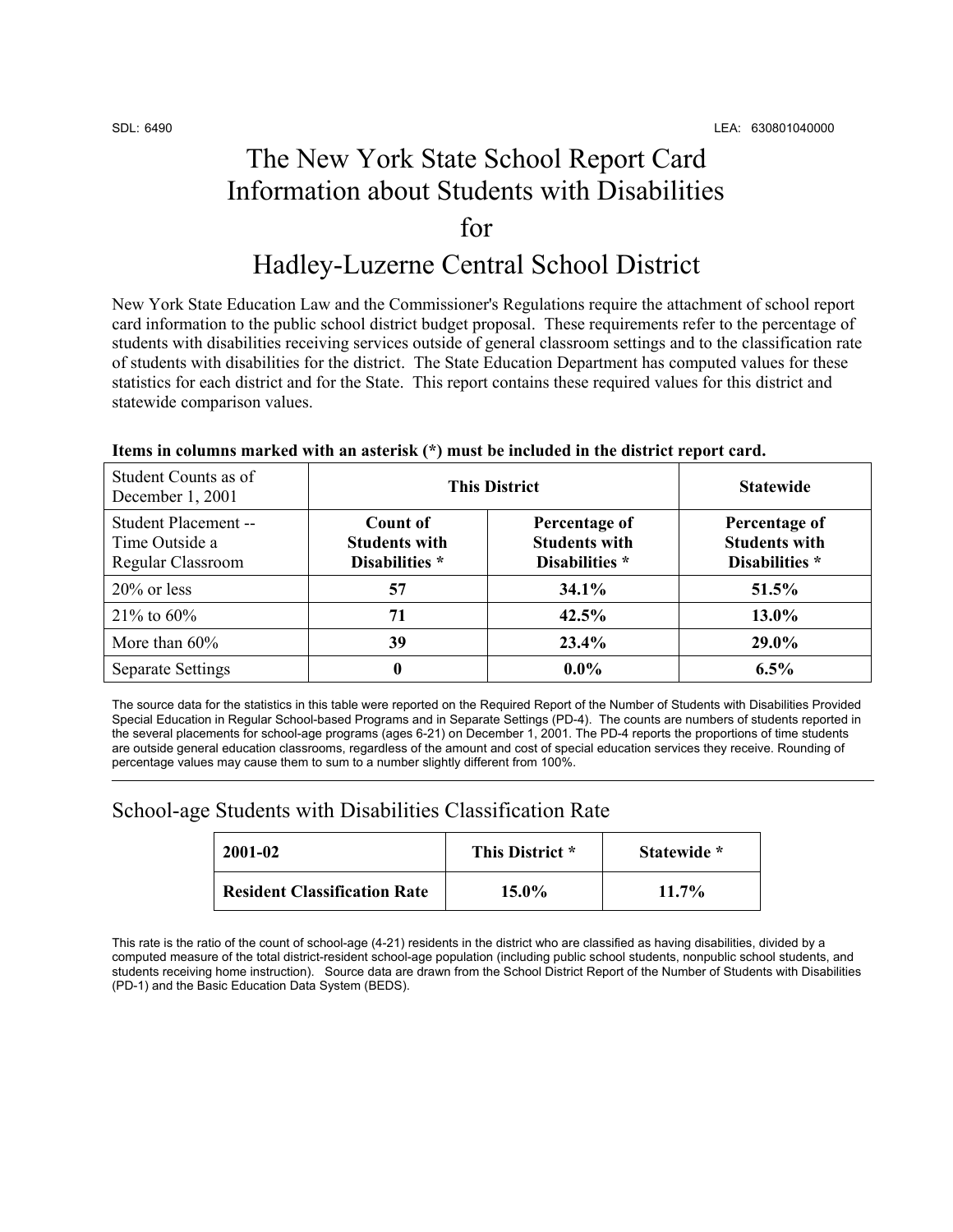SDL: 6490 LEA: 630801040000

# The New York State School Report Card Information about Students with Disabilities for Hadley-Luzerne Central School District

New York State Education Law and the Commissioner's Regulations require the attachment of school report card information to the public school district budget proposal. These requirements refer to the percentage of students with disabilities receiving services outside of general classroom settings and to the classification rate of students with disabilities for the district. The State Education Department has computed values for these statistics for each district and for the State. This report contains these required values for this district and statewide comparison values.

**Items in columns marked with an asterisk (*) must be included in the district report card.**

| Student Counts as of December 1, 2001 | This District | | Statewide |
|---|---|---|---|
| Student Placement -- Time Outside a Regular Classroom | **Count of Students with Disabilities *** | **Percentage of Students with Disabilities *** | **Percentage of Students with Disabilities *** |
| 20% or less | **57** | **34.1%** | **51.5%** |
| 21% to 60% | **71** | **42.5%** | **13.0%** |
| More than 60% | **39** | **23.4%** | **29.0%** |
| Separate Settings | **0** | **0.0%** | **6.5%** |

The source data for the statistics in this table were reported on the Required Report of the Number of Students with Disabilities Provided Special Education in Regular School-based Programs and in Separate Settings (PD-4). The counts are numbers of students reported in the several placements for school-age programs (ages 6-21) on December 1, 2001. The PD-4 reports the proportions of time students are outside general education classrooms, regardless of the amount and cost of special education services they receive. Rounding of percentage values may cause them to sum to a number slightly different from 100%.

## School-age Students with Disabilities Classification Rate

| 2001-02 | This District * | Statewide * |
|---|---|---|
| **Resident Classification Rate** | **15.0%** | **11.7%** |

This rate is the ratio of the count of school-age (4-21) residents in the district who are classified as having disabilities, divided by a computed measure of the total district-resident school-age population (including public school students, nonpublic school students, and students receiving home instruction). Source data are drawn from the School District Report of the Number of Students with Disabilities (PD-1) and the Basic Education Data System (BEDS).